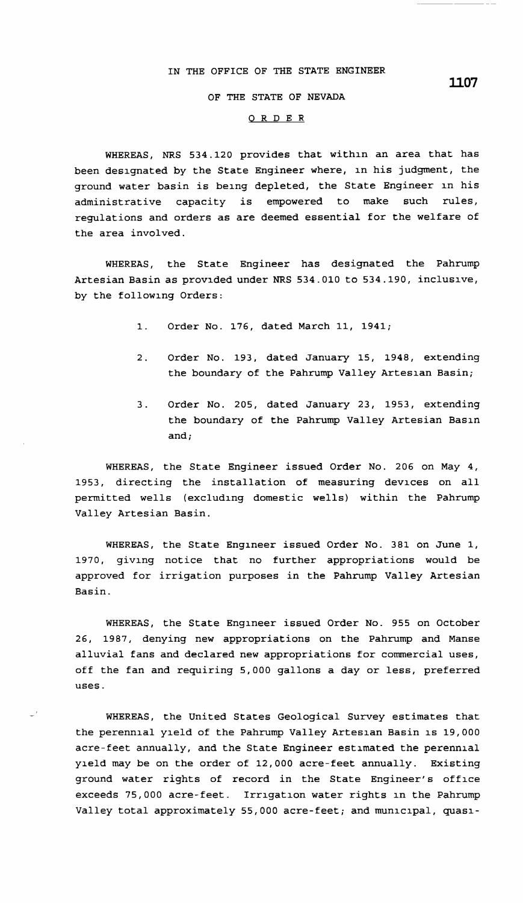IN THE OFFICE OF THE STATE ENGINEER

OF THE STATE OF NEVADA

**1107**

ORDER

WHEREAS, NRS 534.120 provides that within an area that has been designated by the State Engineer where, in his judgment, the ground water basin is being depleted, the State Engineer in his administrative capacity is empowered to make such rules, regulations and orders as are deemed essential for the welfare of the area involved.

WHEREAS, the State Engineer has designated the Pahrump Artesian Basin as provided under NRS 534.010 to 534.190, inclusive, by the following Orders:

1. Order No. 176, dated March 11, 1941;
2. Order No. 193, dated January 15, 1948, extending the boundary of the Pahrump Valley Artesian Basin;
3. Order No. 205, dated January 23, 1953, extending the boundary of the Pahrump Valley Artesian Basin and;

WHEREAS, the State Engineer issued Order No. 206 on May 4, 1953, directing the installation of measuring devices on all permitted wells (excluding domestic wells) within the Pahrump Valley Artesian Basin.

WHEREAS, the State Engineer issued Order No. 381 on June 1, 1970, giving notice that no further appropriations would be approved for irrigation purposes in the Pahrump Valley Artesian Basin.

WHEREAS, the State Engineer issued Order No. 955 on October 26, 1987, denying new appropriations on the Pahrump and Manse alluvial fans and declared new appropriations for commercial uses, off the fan and requiring 5,000 gallons a day or less, preferred uses.

WHEREAS, the United States Geological Survey estimates that the perennial yield of the Pahrump Valley Artesian Basin is 19,000 acre-feet annually, and the State Engineer estimated the perennial yield may be on the order of 12,000 acre-feet annually. Existing ground water rights of record in the State Engineer's office exceeds 75,000 acre-feet. Irrigation water rights in the Pahrump Valley total approximately 55,000 acre-feet; and municipal, quasi-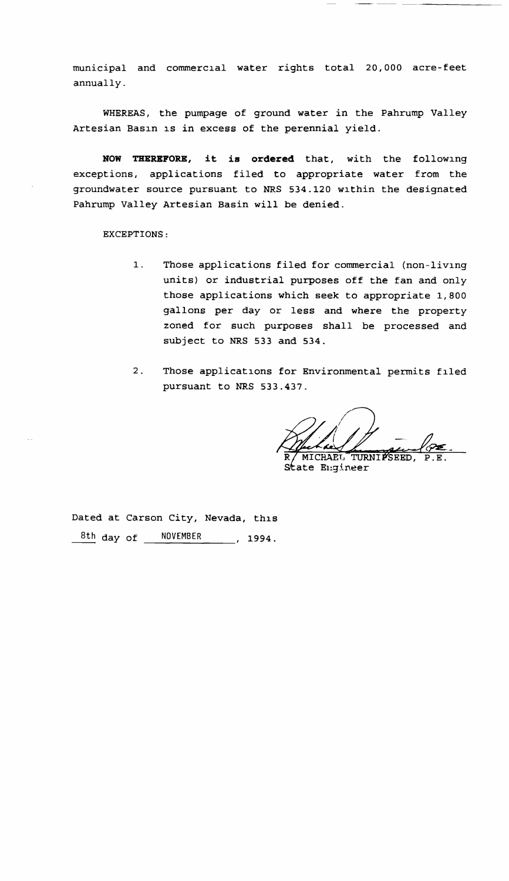municipal and commercial water rights total 20,000 acre-feet annually.

WHEREAS, the pumpage of ground water in the Pahrump Valley Artesian Basin is in excess of the perennial yield.

**NOW THEREFORE, it is ordered** that, with the following exceptions, applications filed to appropriate water from the groundwater source pursuant to NRS 534.120 within the designated Pahrump Valley Artesian Basin will be denied.

EXCEPTIONS:

1. Those applications filed for commercial (non-living units) or industrial purposes off the fan and only those applications which seek to appropriate 1,800 gallons per day or less and where the property zoned for such purposes shall be processed and subject to NRS 533 and 534.

2. Those applications for Environmental permits filed pursuant to NRS 533.437.

R. MICHAEL TURNIPSEED, P.E.
State Engineer

Dated at Carson City, Nevada, this 8th day of NOVEMBER, 1994.